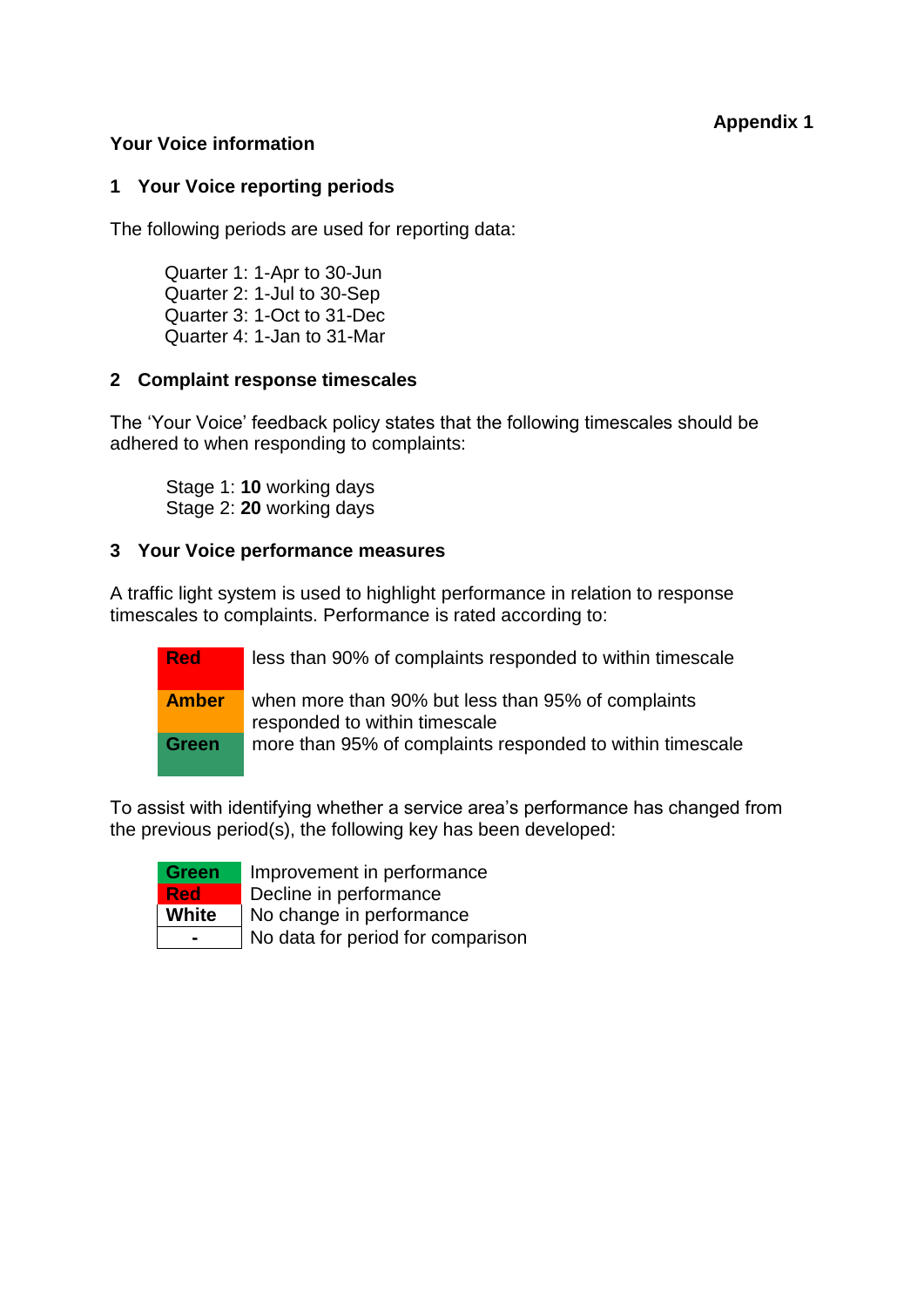**Appendix 1**

## Your Voice information

### 1 Your Voice reporting periods

The following periods are used for reporting data:

Quarter 1: 1-Apr to 30-Jun
Quarter 2: 1-Jul to 30-Sep
Quarter 3: 1-Oct to 31-Dec
Quarter 4: 1-Jan to 31-Mar

### 2 Complaint response timescales

The 'Your Voice' feedback policy states that the following timescales should be adhered to when responding to complaints:

Stage 1: **10** working days
Stage 2: **20** working days

### 3 Your Voice performance measures

A traffic light system is used to highlight performance in relation to response timescales to complaints. Performance is rated according to:

| | |
|---|---|
| **Red** | less than 90% of complaints responded to within timescale |
| **Amber** | when more than 90% but less than 95% of complaints responded to within timescale |
| **Green** | more than 95% of complaints responded to within timescale |

To assist with identifying whether a service area's performance has changed from the previous period(s), the following key has been developed:

| | |
|---|---|
| **Green** | Improvement in performance |
| **Red** | Decline in performance |
| **White** | No change in performance |
| **-** | No data for period for comparison |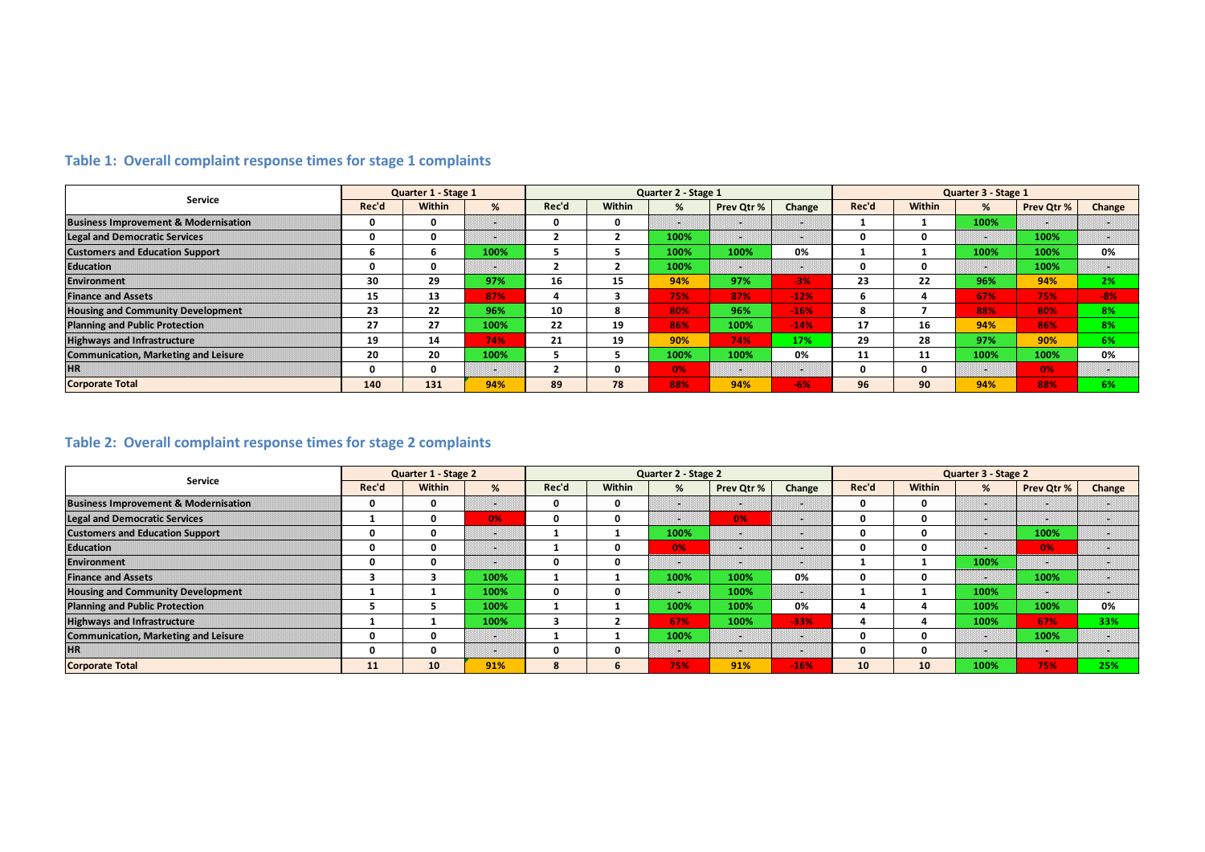## Table 1: Overall complaint response times for stage 1 complaints

| Service | Quarter 1 - Stage 1 | | | Quarter 2 - Stage 1 | | | | | Quarter 3 - Stage 1 | | | | |
|---|---|---|---|---|---|---|---|---|---|---|---|---|---|
| | Rec'd | Within | % | Rec'd | Within | % | Prev Qtr % | Change | Rec'd | Within | % | Prev Qtr % | Change |
| Business Improvement & Modernisation | 0 | 0 | - | 0 | 0 | - | - | - | 1 | 1 | 100% | - | - |
| Legal and Democratic Services | 0 | 0 | - | 2 | 2 | 100% | - | - | 0 | 0 | - | 100% | - |
| Customers and Education Support | 6 | 6 | 100% | 5 | 5 | 100% | 100% | 0% | 1 | 1 | 100% | 100% | 0% |
| Education | 0 | 0 | - | 2 | 2 | 100% | - | - | 0 | 0 | - | 100% | - |
| Environment | 30 | 29 | 97% | 16 | 15 | 94% | 97% | -3% | 23 | 22 | 96% | 94% | 2% |
| Finance and Assets | 15 | 13 | 87% | 4 | 3 | 75% | 87% | -12% | 6 | 4 | 67% | 75% | -8% |
| Housing and Community Development | 23 | 22 | 96% | 10 | 8 | 80% | 96% | -16% | 8 | 7 | 88% | 80% | 8% |
| Planning and Public Protection | 27 | 27 | 100% | 22 | 19 | 86% | 100% | -14% | 17 | 16 | 94% | 86% | 8% |
| Highways and Infrastructure | 19 | 14 | 74% | 21 | 19 | 90% | 74% | 17% | 29 | 28 | 97% | 90% | 6% |
| Communication, Marketing and Leisure | 20 | 20 | 100% | 5 | 5 | 100% | 100% | 0% | 11 | 11 | 100% | 100% | 0% |
| HR | 0 | 0 | - | 2 | 0 | 0% | - | - | 0 | 0 | - | 0% | - |
| Corporate Total | 140 | 131 | 94% | 89 | 78 | 88% | 94% | -6% | 96 | 90 | 94% | 88% | 6% |

## Table 2: Overall complaint response times for stage 2 complaints

| Service | Quarter 1 - Stage 2 | | | Quarter 2 - Stage 2 | | | | | Quarter 3 - Stage 2 | | | | |
|---|---|---|---|---|---|---|---|---|---|---|---|---|---|
| | Rec'd | Within | % | Rec'd | Within | % | Prev Qtr % | Change | Rec'd | Within | % | Prev Qtr % | Change |
| Business Improvement & Modernisation | 0 | 0 | - | 0 | 0 | - | - | - | 0 | 0 | - | - | - |
| Legal and Democratic Services | 1 | 0 | 0% | 0 | 0 | - | 0% | - | 0 | 0 | - | - | - |
| Customers and Education Support | 0 | 0 | - | 1 | 1 | 100% | - | - | 0 | 0 | - | 100% | - |
| Education | 0 | 0 | - | 1 | 0 | 0% | - | - | 0 | 0 | - | 0% | - |
| Environment | 0 | 0 | - | 0 | 0 | - | - | - | 1 | 1 | 100% | - | - |
| Finance and Assets | 3 | 3 | 100% | 1 | 1 | 100% | 100% | 0% | 0 | 0 | - | 100% | - |
| Housing and Community Development | 1 | 1 | 100% | 0 | 0 | - | 100% | - | 1 | 1 | 100% | - | - |
| Planning and Public Protection | 5 | 5 | 100% | 1 | 1 | 100% | 100% | 0% | 4 | 4 | 100% | 100% | 0% |
| Highways and Infrastructure | 1 | 1 | 100% | 3 | 2 | 67% | 100% | -33% | 4 | 4 | 100% | 67% | 33% |
| Communication, Marketing and Leisure | 0 | 0 | - | 1 | 1 | 100% | - | - | 0 | 0 | - | 100% | - |
| HR | 0 | 0 | - | 0 | 0 | - | - | - | 0 | 0 | - | - | - |
| Corporate Total | 11 | 10 | 91% | 8 | 6 | 75% | 91% | -16% | 10 | 10 | 100% | 75% | 25% |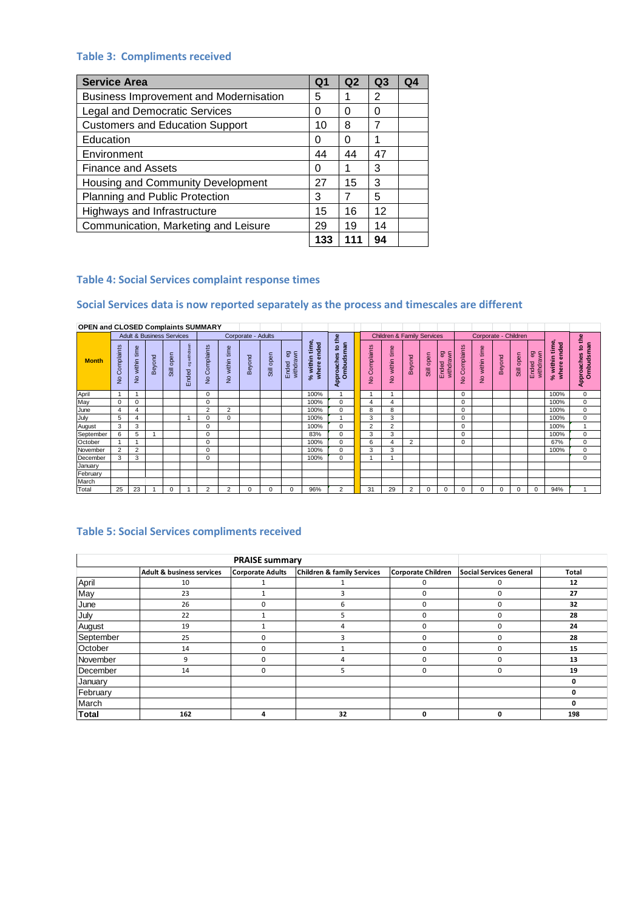### Table 3: Compliments received

| Service Area | Q1 | Q2 | Q3 | Q4 |
|---|---|---|---|---|
| Business Improvement and Modernisation | 5 | 1 | 2 | |
| Legal and Democratic Services | 0 | 0 | 0 | |
| Customers and Education Support | 10 | 8 | 7 | |
| Education | 0 | 0 | 1 | |
| Environment | 44 | 44 | 47 | |
| Finance and Assets | 0 | 1 | 3 | |
| Housing and Community Development | 27 | 15 | 3 | |
| Planning and Public Protection | 3 | 7 | 5 | |
| Highways and Infrastructure | 15 | 16 | 12 | |
| Communication, Marketing and Leisure | 29 | 19 | 14 | |
| | **133** | **111** | **94** | |

### Table 4: Social Services complaint response times

### Social Services data is now reported separately as the process and timescales are different

**OPEN and CLOSED Complaints SUMMARY**

| Month | Adult & Business Services | | | | | Corporate - Adults | | | | | % within time, where ended | Approaches to the Ombudsman | Children & Family Services | | | | | Corporate - Children | | | | | % within time, where ended | Approaches to the Ombudsman |
|---|---|---|---|---|---|---|---|---|---|---|---|---|---|---|---|---|---|---|---|---|---|---|---|---|
| | No Complaints | No within time | Beyond | Still open | Ended eg withdrawn | No Complaints | No within time | Beyond | Still open | Ended eg withdrawn | | | No Complaints | No within time | Beyond | Still open | Ended eg withdrawn | No Complaints | No within time | Beyond | Still open | Ended eg withdrawn | | |
| April | 1 | 1 | | | | 0 | | | | | 100% | 1 | 1 | 1 | | | | 0 | | | | | 100% | 0 |
| May | 0 | 0 | | | | 0 | | | | | 100% | 0 | 4 | 4 | | | | 0 | | | | | 100% | 0 |
| June | 4 | 4 | | | | 2 | 2 | | | | 100% | 0 | 8 | 8 | | | | 0 | | | | | 100% | 0 |
| July | 5 | 4 | | | 1 | 0 | 0 | | | | 100% | 1 | 3 | 3 | | | | 0 | | | | | 100% | 0 |
| August | 3 | 3 | | | | 0 | | | | | 100% | 0 | 2 | 2 | | | | 0 | | | | | 100% | 1 |
| September | 6 | 5 | 1 | | | 0 | | | | | 83% | 0 | 3 | 3 | | | | 0 | | | | | 100% | 0 |
| October | 1 | 1 | | | | 0 | | | | | 100% | 0 | 6 | 4 | 2 | | | 0 | | | | | 67% | 0 |
| November | 2 | 2 | | | | 0 | | | | | 100% | 0 | 3 | 3 | | | | | | | | | 100% | 0 |
| December | 3 | 3 | | | | 0 | | | | | 100% | 0 | 1 | 1 | | | | | | | | | | 0 |
| January | | | | | | | | | | | | | | | | | | | | | | | | |
| February | | | | | | | | | | | | | | | | | | | | | | | | |
| March | | | | | | | | | | | | | | | | | | | | | | | | |
| Total | 25 | 23 | 1 | 0 | 1 | 2 | 2 | 0 | 0 | 0 | 96% | 2 | 31 | 29 | 2 | 0 | 0 | 0 | 0 | 0 | 0 | 0 | 94% | 1 |

### Table 5: Social Services compliments received

| PRAISE summary | Adult & business services | Corporate Adults | Children & family Services | Corporate Children | Social Services General | Total |
|---|---|---|---|---|---|---|
| April | 10 | 1 | 1 | 0 | 0 | **12** |
| May | 23 | 1 | 3 | 0 | 0 | **27** |
| June | 26 | 0 | 6 | 0 | 0 | **32** |
| July | 22 | 1 | 5 | 0 | 0 | **28** |
| August | 19 | 1 | 4 | 0 | 0 | **24** |
| September | 25 | 0 | 3 | 0 | 0 | **28** |
| October | 14 | 0 | 1 | 0 | 0 | **15** |
| November | 9 | 0 | 4 | 0 | 0 | **13** |
| December | 14 | 0 | 5 | 0 | 0 | **19** |
| January | | | | | | **0** |
| February | | | | | | **0** |
| March | | | | | | **0** |
| **Total** | **162** | **4** | **32** | **0** | **0** | **198** |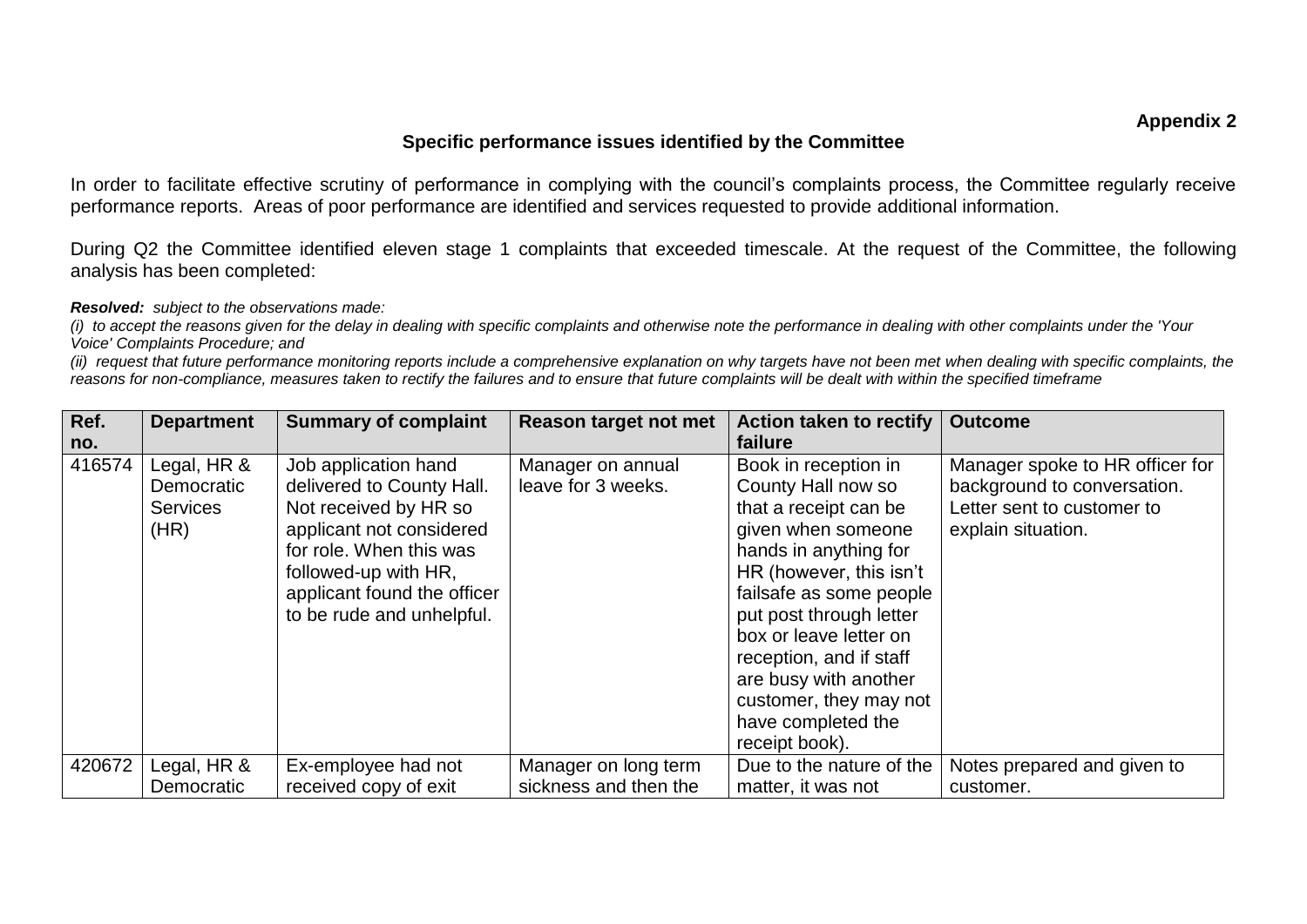**Appendix 2**

## Specific performance issues identified by the Committee

In order to facilitate effective scrutiny of performance in complying with the council's complaints process, the Committee regularly receive performance reports. Areas of poor performance are identified and services requested to provide additional information.

During Q2 the Committee identified eleven stage 1 complaints that exceeded timescale. At the request of the Committee, the following analysis has been completed:

***Resolved:*** *subject to the observations made:*

*(i) to accept the reasons given for the delay in dealing with specific complaints and otherwise note the performance in dealing with other complaints under the 'Your Voice' Complaints Procedure; and*

*(ii) request that future performance monitoring reports include a comprehensive explanation on why targets have not been met when dealing with specific complaints, the reasons for non-compliance, measures taken to rectify the failures and to ensure that future complaints will be dealt with within the specified timeframe*

| Ref. no. | Department | Summary of complaint | Reason target not met | Action taken to rectify failure | Outcome |
|---|---|---|---|---|---|
| 416574 | Legal, HR & Democratic Services (HR) | Job application hand delivered to County Hall. Not received by HR so applicant not considered for role. When this was followed-up with HR, applicant found the officer to be rude and unhelpful. | Manager on annual leave for 3 weeks. | Book in reception in County Hall now so that a receipt can be given when someone hands in anything for HR (however, this isn't failsafe as some people put post through letter box or leave letter on reception, and if staff are busy with another customer, they may not have completed the receipt book). | Manager spoke to HR officer for background to conversation. Letter sent to customer to explain situation. |
| 420672 | Legal, HR & Democratic | Ex-employee had not received copy of exit | Manager on long term sickness and then the | Due to the nature of the matter, it was not | Notes prepared and given to customer. |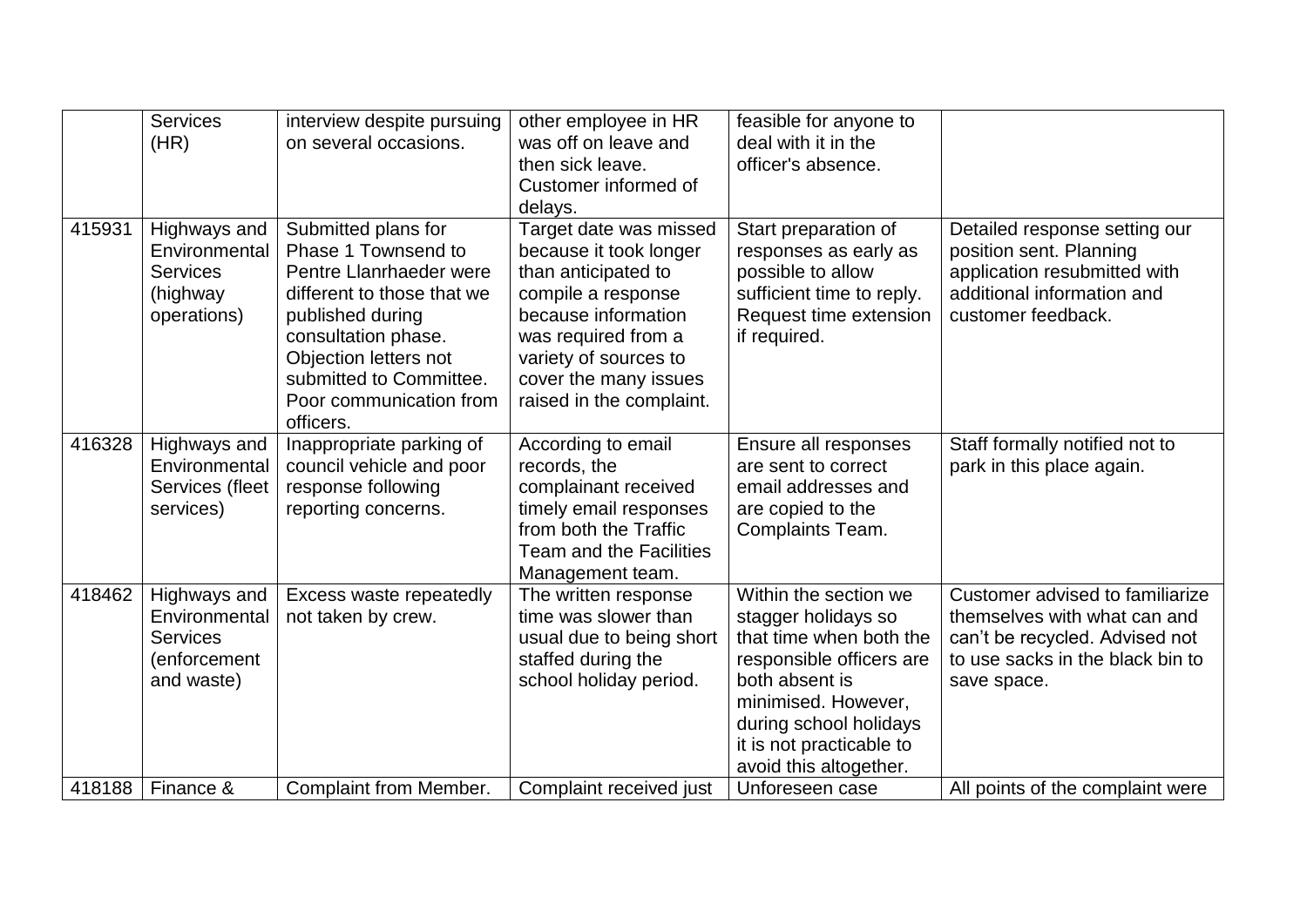|  |  |  |  |  |  |
|---|---|---|---|---|---|
|  | Services (HR) | interview despite pursuing on several occasions. | other employee in HR was off on leave and then sick leave. Customer informed of delays. | feasible for anyone to deal with it in the officer's absence. |  |
| 415931 | Highways and Environmental Services (highway operations) | Submitted plans for Phase 1 Townsend to Pentre Llanrhaeder were different to those that we published during consultation phase. Objection letters not submitted to Committee. Poor communication from officers. | Target date was missed because it took longer than anticipated to compile a response because information was required from a variety of sources to cover the many issues raised in the complaint. | Start preparation of responses as early as possible to allow sufficient time to reply. Request time extension if required. | Detailed response setting our position sent. Planning application resubmitted with additional information and customer feedback. |
| 416328 | Highways and Environmental Services (fleet services) | Inappropriate parking of council vehicle and poor response following reporting concerns. | According to email records, the complainant received timely email responses from both the Traffic Team and the Facilities Management team. | Ensure all responses are sent to correct email addresses and are copied to the Complaints Team. | Staff formally notified not to park in this place again. |
| 418462 | Highways and Environmental Services (enforcement and waste) | Excess waste repeatedly not taken by crew. | The written response time was slower than usual due to being short staffed during the school holiday period. | Within the section we stagger holidays so that time when both the responsible officers are both absent is minimised. However, during school holidays it is not practicable to avoid this altogether. | Customer advised to familiarize themselves with what can and can't be recycled. Advised not to use sacks in the black bin to save space. |
| 418188 | Finance & | Complaint from Member. | Complaint received just | Unforeseen case | All points of the complaint were |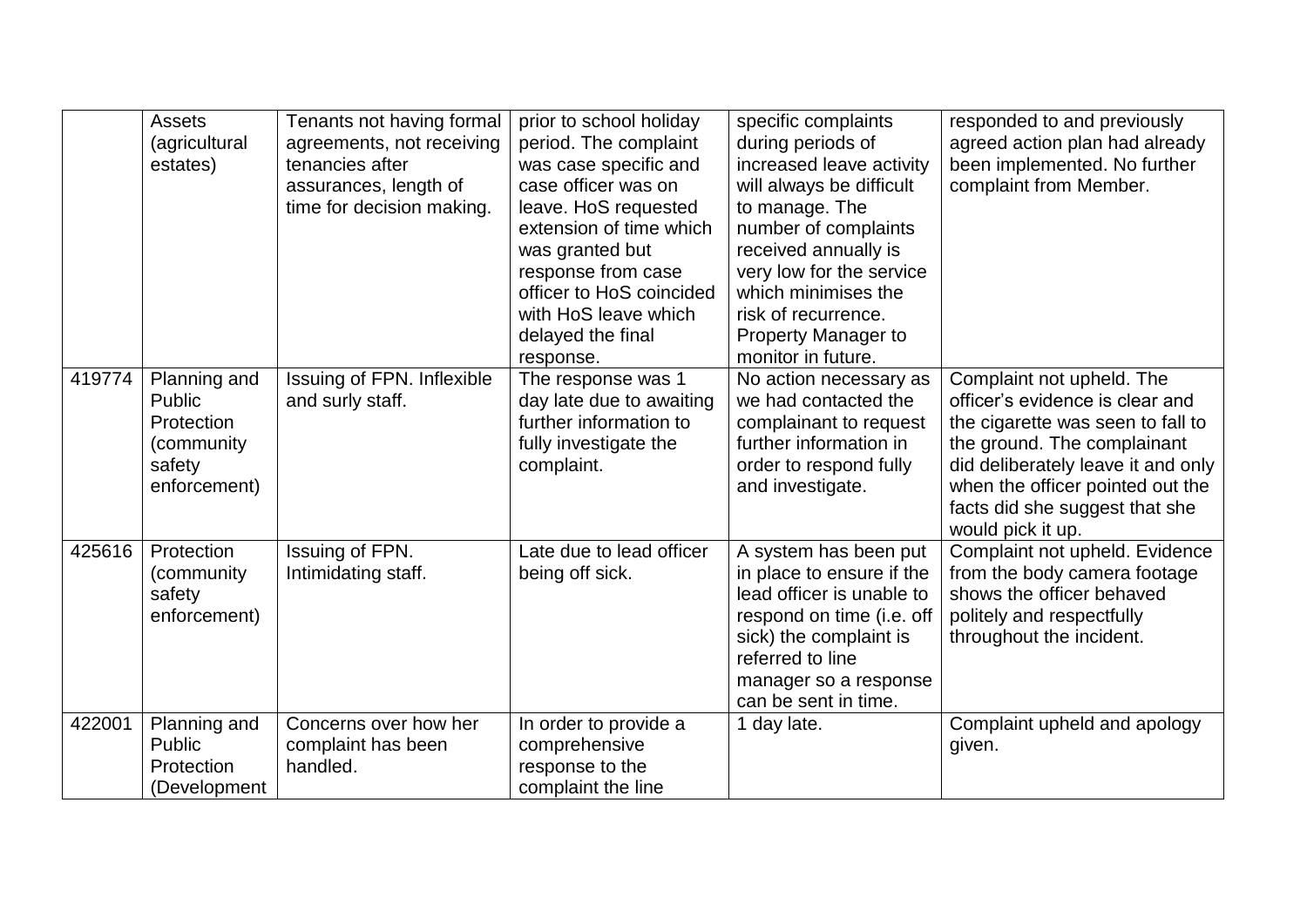| | | | | | |
|---|---|---|---|---|---|
| | Assets (agricultural estates) | Tenants not having formal agreements, not receiving tenancies after assurances, length of time for decision making. | prior to school holiday period. The complaint was case specific and case officer was on leave. HoS requested extension of time which was granted but response from case officer to HoS coincided with HoS leave which delayed the final response. | specific complaints during periods of increased leave activity will always be difficult to manage. The number of complaints received annually is very low for the service which minimises the risk of recurrence. Property Manager to monitor in future. | responded to and previously agreed action plan had already been implemented. No further complaint from Member. |
| 419774 | Planning and Public Protection (community safety enforcement) | Issuing of FPN. Inflexible and surly staff. | The response was 1 day late due to awaiting further information to fully investigate the complaint. | No action necessary as we had contacted the complainant to request further information in order to respond fully and investigate. | Complaint not upheld. The officer's evidence is clear and the cigarette was seen to fall to the ground. The complainant did deliberately leave it and only when the officer pointed out the facts did she suggest that she would pick it up. |
| 425616 | Protection (community safety enforcement) | Issuing of FPN. Intimidating staff. | Late due to lead officer being off sick. | A system has been put in place to ensure if the lead officer is unable to respond on time (i.e. off sick) the complaint is referred to line manager so a response can be sent in time. | Complaint not upheld. Evidence from the body camera footage shows the officer behaved politely and respectfully throughout the incident. |
| 422001 | Planning and Public Protection (Development | Concerns over how her complaint has been handled. | In order to provide a comprehensive response to the complaint the line | 1 day late. | Complaint upheld and apology given. |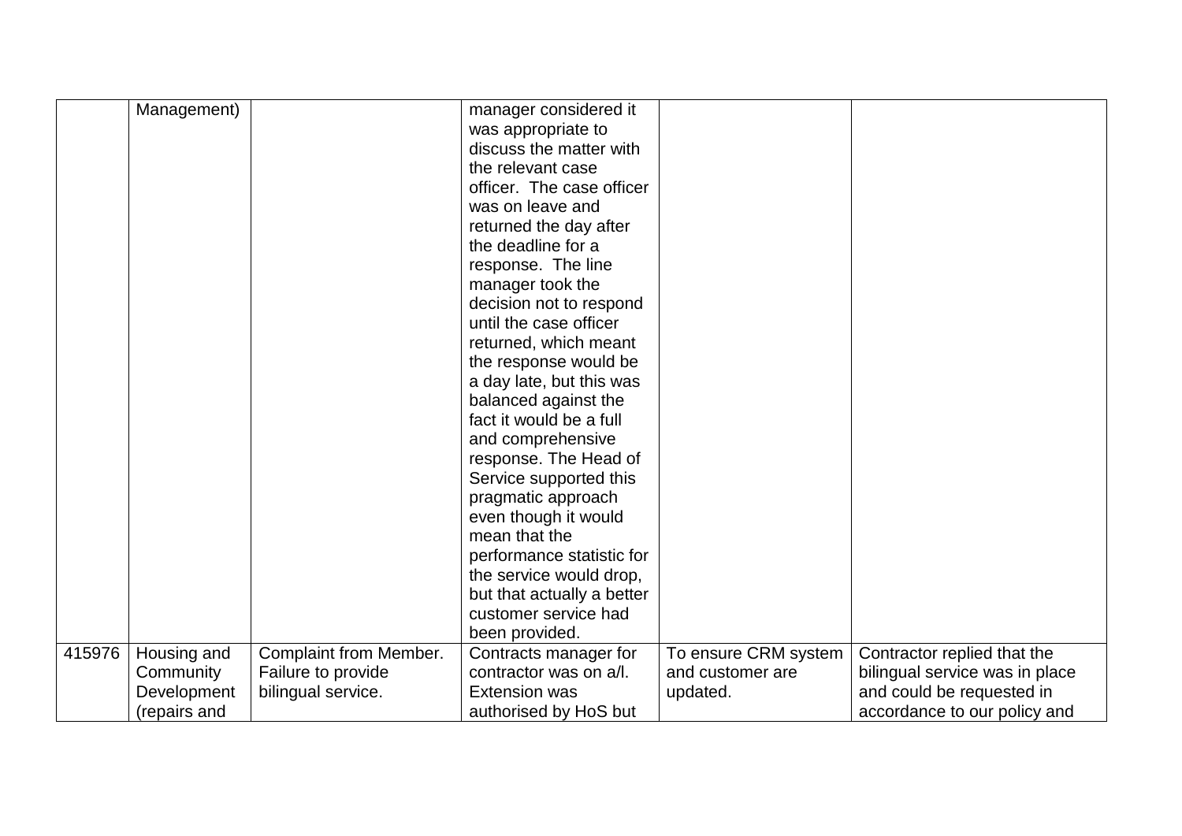| | | | | | |
|---|---|---|---|---|---|
| | Management) | | manager considered it was appropriate to discuss the matter with the relevant case officer. The case officer was on leave and returned the day after the deadline for a response. The line manager took the decision not to respond until the case officer returned, which meant the response would be a day late, but this was balanced against the fact it would be a full and comprehensive response. The Head of Service supported this pragmatic approach even though it would mean that the performance statistic for the service would drop, but that actually a better customer service had been provided. | | |
| 415976 | Housing and Community Development (repairs and | Complaint from Member. Failure to provide bilingual service. | Contracts manager for contractor was on a/l. Extension was authorised by HoS but | To ensure CRM system and customer are updated. | Contractor replied that the bilingual service was in place and could be requested in accordance to our policy and |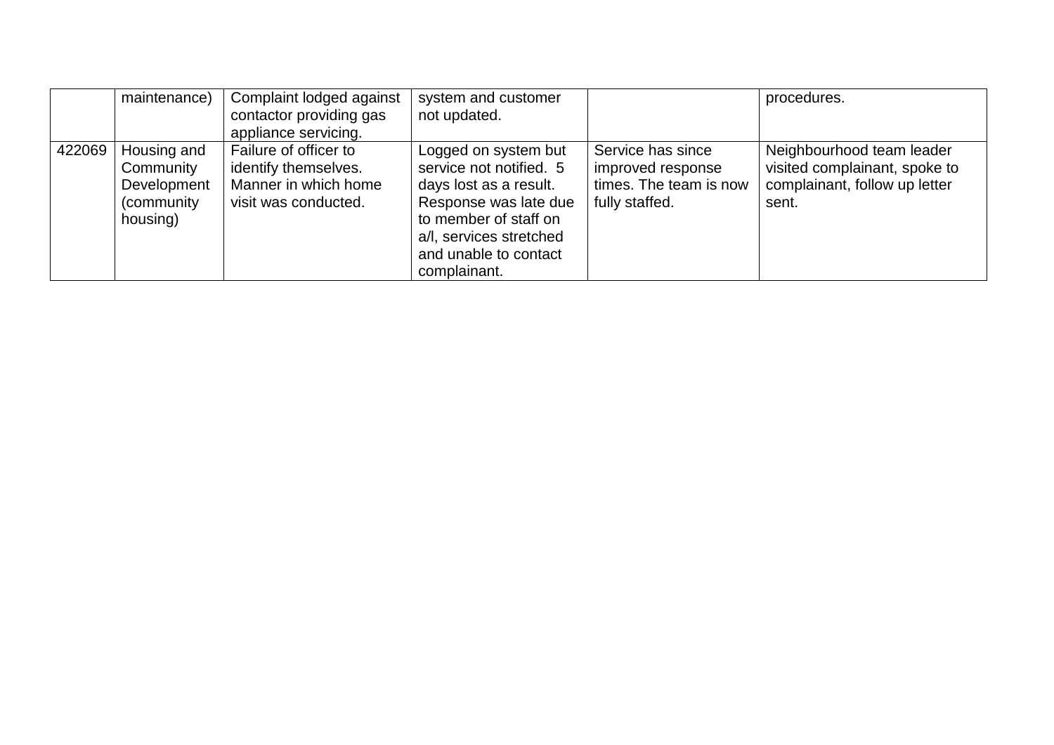| | | | | | |
|---|---|---|---|---|---|
| | maintenance) | Complaint lodged against contactor providing gas appliance servicing. | system and customer not updated. | | procedures. |
| 422069 | Housing and Community Development (community housing) | Failure of officer to identify themselves. Manner in which home visit was conducted. | Logged on system but service not notified. 5 days lost as a result. Response was late due to member of staff on a/l, services stretched and unable to contact complainant. | Service has since improved response times. The team is now fully staffed. | Neighbourhood team leader visited complainant, spoke to complainant, follow up letter sent. |